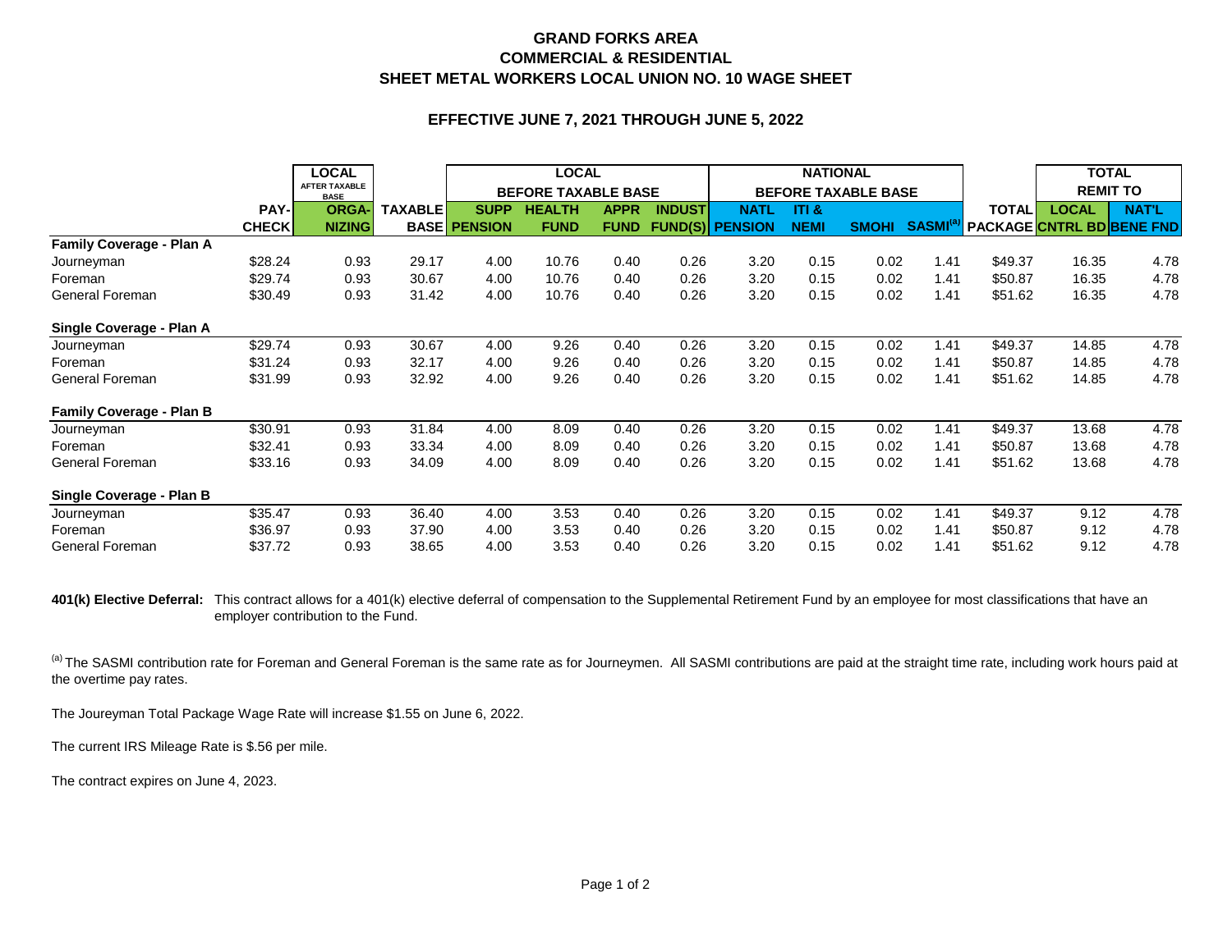# GRAND FORKS AREA
# COMMERCIAL & RESIDENTIAL
# SHEET METAL WORKERS LOCAL UNION NO. 10 WAGE SHEET

## EFFECTIVE JUNE 7, 2021 THROUGH JUNE 5, 2022

| | | LOCAL AFTER TAXABLE BASE | | LOCAL BEFORE TAXABLE BASE | | | | NATIONAL BEFORE TAXABLE BASE | | | | | TOTAL REMIT TO | |
|---|---|---|---|---|---|---|---|---|---|---|---|---|---|---|
| | PAY-CHECK | ORGA-NIZING | TAXABLE BASE | SUPP PENSION | HEALTH FUND | APPR FUND | INDUST FUND(S) | NATL PENSION | ITI & NEMI | SMOHI | SASMI[a] | TOTAL PACKAGE | LOCAL CNTRL BD | NAT'L BENE FND |
| **Family Coverage - Plan A** | | | | | | | | | | | | | | |
| Journeyman | $28.24 | 0.93 | 29.17 | 4.00 | 10.76 | 0.40 | 0.26 | 3.20 | 0.15 | 0.02 | 1.41 | $49.37 | 16.35 | 4.78 |
| Foreman | $29.74 | 0.93 | 30.67 | 4.00 | 10.76 | 0.40 | 0.26 | 3.20 | 0.15 | 0.02 | 1.41 | $50.87 | 16.35 | 4.78 |
| General Foreman | $30.49 | 0.93 | 31.42 | 4.00 | 10.76 | 0.40 | 0.26 | 3.20 | 0.15 | 0.02 | 1.41 | $51.62 | 16.35 | 4.78 |
| **Single Coverage - Plan A** | | | | | | | | | | | | | | |
| Journeyman | $29.74 | 0.93 | 30.67 | 4.00 | 9.26 | 0.40 | 0.26 | 3.20 | 0.15 | 0.02 | 1.41 | $49.37 | 14.85 | 4.78 |
| Foreman | $31.24 | 0.93 | 32.17 | 4.00 | 9.26 | 0.40 | 0.26 | 3.20 | 0.15 | 0.02 | 1.41 | $50.87 | 14.85 | 4.78 |
| General Foreman | $31.99 | 0.93 | 32.92 | 4.00 | 9.26 | 0.40 | 0.26 | 3.20 | 0.15 | 0.02 | 1.41 | $51.62 | 14.85 | 4.78 |
| **Family Coverage - Plan B** | | | | | | | | | | | | | | |
| Journeyman | $30.91 | 0.93 | 31.84 | 4.00 | 8.09 | 0.40 | 0.26 | 3.20 | 0.15 | 0.02 | 1.41 | $49.37 | 13.68 | 4.78 |
| Foreman | $32.41 | 0.93 | 33.34 | 4.00 | 8.09 | 0.40 | 0.26 | 3.20 | 0.15 | 0.02 | 1.41 | $50.87 | 13.68 | 4.78 |
| General Foreman | $33.16 | 0.93 | 34.09 | 4.00 | 8.09 | 0.40 | 0.26 | 3.20 | 0.15 | 0.02 | 1.41 | $51.62 | 13.68 | 4.78 |
| **Single Coverage - Plan B** | | | | | | | | | | | | | | |
| Journeyman | $35.47 | 0.93 | 36.40 | 4.00 | 3.53 | 0.40 | 0.26 | 3.20 | 0.15 | 0.02 | 1.41 | $49.37 | 9.12 | 4.78 |
| Foreman | $36.97 | 0.93 | 37.90 | 4.00 | 3.53 | 0.40 | 0.26 | 3.20 | 0.15 | 0.02 | 1.41 | $50.87 | 9.12 | 4.78 |
| General Foreman | $37.72 | 0.93 | 38.65 | 4.00 | 3.53 | 0.40 | 0.26 | 3.20 | 0.15 | 0.02 | 1.41 | $51.62 | 9.12 | 4.78 |

**401(k) Elective Deferral:** This contract allows for a 401(k) elective deferral of compensation to the Supplemental Retirement Fund by an employee for most classifications that have an employer contribution to the Fund.

[a] The SASMI contribution rate for Foreman and General Foreman is the same rate as for Journeymen. All SASMI contributions are paid at the straight time rate, including work hours paid at the overtime pay rates.

The Joureyman Total Package Wage Rate will increase $1.55 on June 6, 2022.

The current IRS Mileage Rate is $.56 per mile.

The contract expires on June 4, 2023.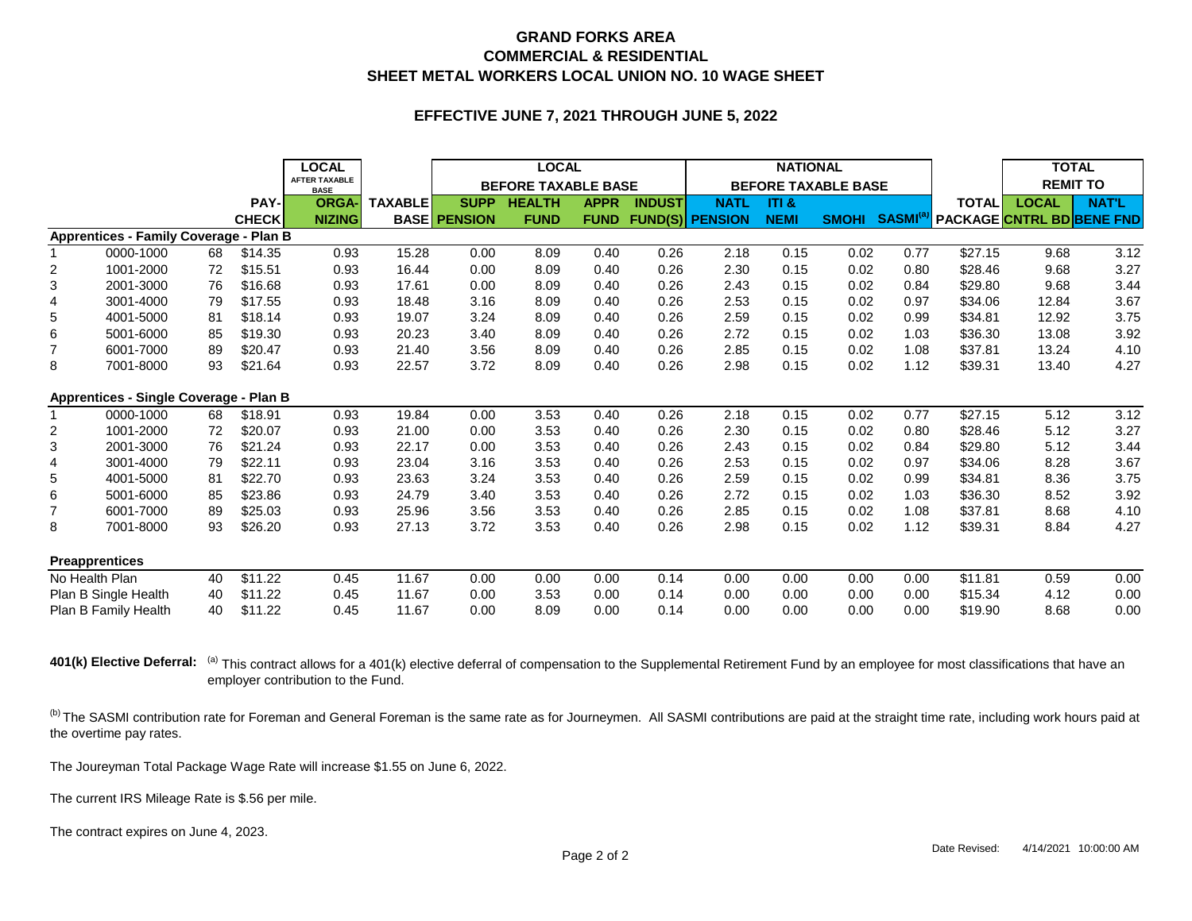# GRAND FORKS AREA
# COMMERCIAL & RESIDENTIAL
# SHEET METAL WORKERS LOCAL UNION NO. 10 WAGE SHEET

## EFFECTIVE JUNE 7, 2021 THROUGH JUNE 5, 2022

| | | | | LOCAL AFTER TAXABLE BASE | | LOCAL BEFORE TAXABLE BASE | | | | NATIONAL BEFORE TAXABLE BASE | | | | | TOTAL REMIT TO | |
|---|---|---|---|---|---|---|---|---|---|---|---|---|---|---|---|---|
| | | | PAY-CHECK | ORGA-NIZING | TAXABLE BASE | SUPP PENSION | HEALTH FUND | APPR FUND | INDUST FUND(S) | NATL PENSION | ITI & NEMI | SMOHI | SASMI[(a)] | TOTAL PACKAGE | LOCAL CNTRL BD | NAT'L BENE FND |
| **Apprentices - Family Coverage - Plan B** | | | | | | | | | | | | | | | | |
| 1 | 0000-1000 | 68 | $14.35 | 0.93 | 15.28 | 0.00 | 8.09 | 0.40 | 0.26 | 2.18 | 0.15 | 0.02 | 0.77 | $27.15 | 9.68 | 3.12 |
| 2 | 1001-2000 | 72 | $15.51 | 0.93 | 16.44 | 0.00 | 8.09 | 0.40 | 0.26 | 2.30 | 0.15 | 0.02 | 0.80 | $28.46 | 9.68 | 3.27 |
| 3 | 2001-3000 | 76 | $16.68 | 0.93 | 17.61 | 0.00 | 8.09 | 0.40 | 0.26 | 2.43 | 0.15 | 0.02 | 0.84 | $29.80 | 9.68 | 3.44 |
| 4 | 3001-4000 | 79 | $17.55 | 0.93 | 18.48 | 3.16 | 8.09 | 0.40 | 0.26 | 2.53 | 0.15 | 0.02 | 0.97 | $34.06 | 12.84 | 3.67 |
| 5 | 4001-5000 | 81 | $18.14 | 0.93 | 19.07 | 3.24 | 8.09 | 0.40 | 0.26 | 2.59 | 0.15 | 0.02 | 0.99 | $34.81 | 12.92 | 3.75 |
| 6 | 5001-6000 | 85 | $19.30 | 0.93 | 20.23 | 3.40 | 8.09 | 0.40 | 0.26 | 2.72 | 0.15 | 0.02 | 1.03 | $36.30 | 13.08 | 3.92 |
| 7 | 6001-7000 | 89 | $20.47 | 0.93 | 21.40 | 3.56 | 8.09 | 0.40 | 0.26 | 2.85 | 0.15 | 0.02 | 1.08 | $37.81 | 13.24 | 4.10 |
| 8 | 7001-8000 | 93 | $21.64 | 0.93 | 22.57 | 3.72 | 8.09 | 0.40 | 0.26 | 2.98 | 0.15 | 0.02 | 1.12 | $39.31 | 13.40 | 4.27 |
| **Apprentices - Single Coverage - Plan B** | | | | | | | | | | | | | | | | |
| 1 | 0000-1000 | 68 | $18.91 | 0.93 | 19.84 | 0.00 | 3.53 | 0.40 | 0.26 | 2.18 | 0.15 | 0.02 | 0.77 | $27.15 | 5.12 | 3.12 |
| 2 | 1001-2000 | 72 | $20.07 | 0.93 | 21.00 | 0.00 | 3.53 | 0.40 | 0.26 | 2.30 | 0.15 | 0.02 | 0.80 | $28.46 | 5.12 | 3.27 |
| 3 | 2001-3000 | 76 | $21.24 | 0.93 | 22.17 | 0.00 | 3.53 | 0.40 | 0.26 | 2.43 | 0.15 | 0.02 | 0.84 | $29.80 | 5.12 | 3.44 |
| 4 | 3001-4000 | 79 | $22.11 | 0.93 | 23.04 | 3.16 | 3.53 | 0.40 | 0.26 | 2.53 | 0.15 | 0.02 | 0.97 | $34.06 | 8.28 | 3.67 |
| 5 | 4001-5000 | 81 | $22.70 | 0.93 | 23.63 | 3.24 | 3.53 | 0.40 | 0.26 | 2.59 | 0.15 | 0.02 | 0.99 | $34.81 | 8.36 | 3.75 |
| 6 | 5001-6000 | 85 | $23.86 | 0.93 | 24.79 | 3.40 | 3.53 | 0.40 | 0.26 | 2.72 | 0.15 | 0.02 | 1.03 | $36.30 | 8.52 | 3.92 |
| 7 | 6001-7000 | 89 | $25.03 | 0.93 | 25.96 | 3.56 | 3.53 | 0.40 | 0.26 | 2.85 | 0.15 | 0.02 | 1.08 | $37.81 | 8.68 | 4.10 |
| 8 | 7001-8000 | 93 | $26.20 | 0.93 | 27.13 | 3.72 | 3.53 | 0.40 | 0.26 | 2.98 | 0.15 | 0.02 | 1.12 | $39.31 | 8.84 | 4.27 |
| **Preapprentices** | | | | | | | | | | | | | | | | |
| No Health Plan | | 40 | $11.22 | 0.45 | 11.67 | 0.00 | 0.00 | 0.00 | 0.14 | 0.00 | 0.00 | 0.00 | 0.00 | $11.81 | 0.59 | 0.00 |
| Plan B Single Health | | 40 | $11.22 | 0.45 | 11.67 | 0.00 | 3.53 | 0.00 | 0.14 | 0.00 | 0.00 | 0.00 | 0.00 | $15.34 | 4.12 | 0.00 |
| Plan B Family Health | | 40 | $11.22 | 0.45 | 11.67 | 0.00 | 8.09 | 0.00 | 0.14 | 0.00 | 0.00 | 0.00 | 0.00 | $19.90 | 8.68 | 0.00 |

**401(k) Elective Deferral:** [(a)] This contract allows for a 401(k) elective deferral of compensation to the Supplemental Retirement Fund by an employee for most classifications that have an employer contribution to the Fund.

[(b)] The SASMI contribution rate for Foreman and General Foreman is the same rate as for Journeymen. All SASMI contributions are paid at the straight time rate, including work hours paid at the overtime pay rates.

The Joureyman Total Package Wage Rate will increase $1.55 on June 6, 2022.

The current IRS Mileage Rate is $.56 per mile.

The contract expires on June 4, 2023.

Date Revised: 4/14/2021 10:00:00 AM